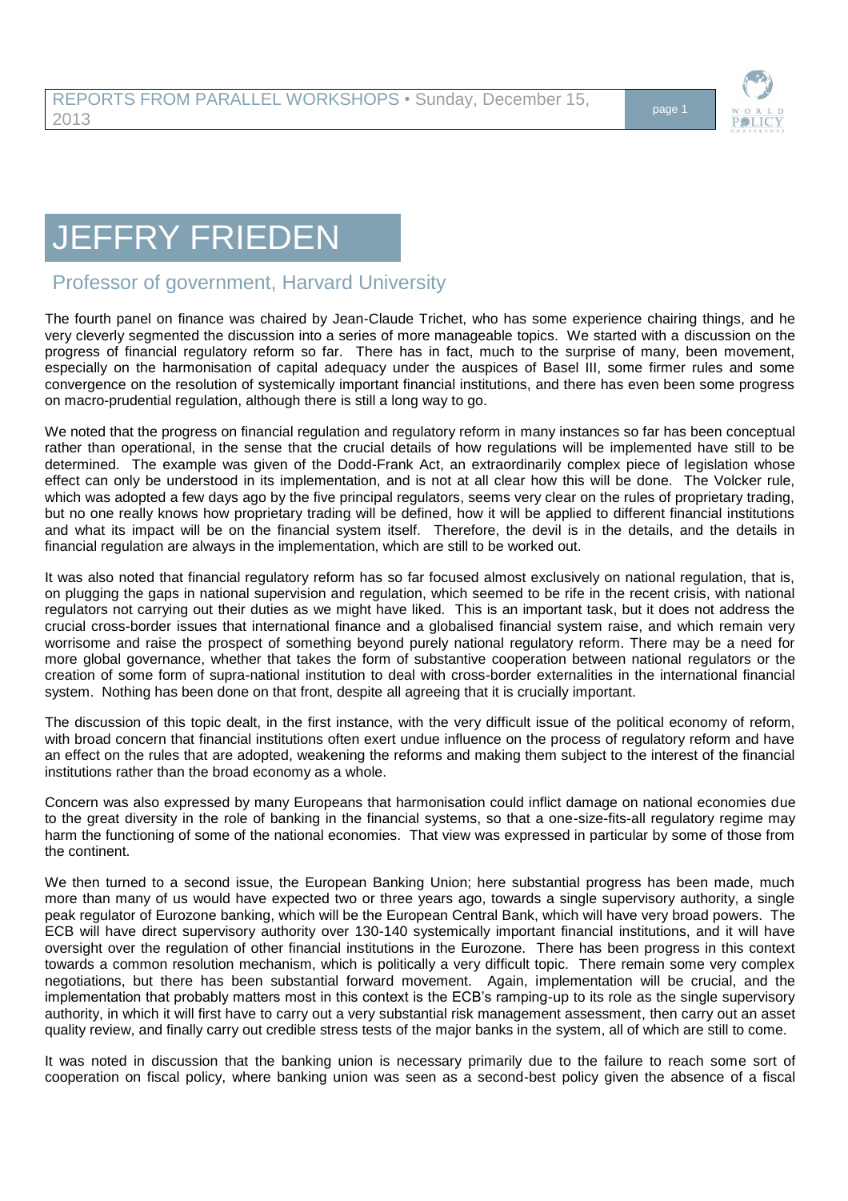# JEFFRY FRIEDEN

## Professor of government, Harvard University

The fourth panel on finance was chaired by Jean-Claude Trichet, who has some experience chairing things, and he very cleverly segmented the discussion into a series of more manageable topics. We started with a discussion on the progress of financial regulatory reform so far. There has in fact, much to the surprise of many, been movement, especially on the harmonisation of capital adequacy under the auspices of Basel III, some firmer rules and some convergence on the resolution of systemically important financial institutions, and there has even been some progress on macro-prudential regulation, although there is still a long way to go.

We noted that the progress on financial regulation and regulatory reform in many instances so far has been conceptual rather than operational, in the sense that the crucial details of how regulations will be implemented have still to be determined. The example was given of the Dodd-Frank Act, an extraordinarily complex piece of legislation whose effect can only be understood in its implementation, and is not at all clear how this will be done. The Volcker rule, which was adopted a few days ago by the five principal regulators, seems very clear on the rules of proprietary trading, but no one really knows how proprietary trading will be defined, how it will be applied to different financial institutions and what its impact will be on the financial system itself. Therefore, the devil is in the details, and the details in financial regulation are always in the implementation, which are still to be worked out.

It was also noted that financial regulatory reform has so far focused almost exclusively on national regulation, that is, on plugging the gaps in national supervision and regulation, which seemed to be rife in the recent crisis, with national regulators not carrying out their duties as we might have liked. This is an important task, but it does not address the crucial cross-border issues that international finance and a globalised financial system raise, and which remain very worrisome and raise the prospect of something beyond purely national regulatory reform. There may be a need for more global governance, whether that takes the form of substantive cooperation between national regulators or the creation of some form of supra-national institution to deal with cross-border externalities in the international financial system. Nothing has been done on that front, despite all agreeing that it is crucially important.

The discussion of this topic dealt, in the first instance, with the very difficult issue of the political economy of reform, with broad concern that financial institutions often exert undue influence on the process of regulatory reform and have an effect on the rules that are adopted, weakening the reforms and making them subject to the interest of the financial institutions rather than the broad economy as a whole.

Concern was also expressed by many Europeans that harmonisation could inflict damage on national economies due to the great diversity in the role of banking in the financial systems, so that a one-size-fits-all regulatory regime may harm the functioning of some of the national economies. That view was expressed in particular by some of those from the continent.

We then turned to a second issue, the European Banking Union; here substantial progress has been made, much more than many of us would have expected two or three years ago, towards a single supervisory authority, a single peak regulator of Eurozone banking, which will be the European Central Bank, which will have very broad powers. The ECB will have direct supervisory authority over 130-140 systemically important financial institutions, and it will have oversight over the regulation of other financial institutions in the Eurozone. There has been progress in this context towards a common resolution mechanism, which is politically a very difficult topic. There remain some very complex negotiations, but there has been substantial forward movement. Again, implementation will be crucial, and the implementation that probably matters most in this context is the ECB's ramping-up to its role as the single supervisory authority, in which it will first have to carry out a very substantial risk management assessment, then carry out an asset quality review, and finally carry out credible stress tests of the major banks in the system, all of which are still to come.

It was noted in discussion that the banking union is necessary primarily due to the failure to reach some sort of cooperation on fiscal policy, where banking union was seen as a second-best policy given the absence of a fiscal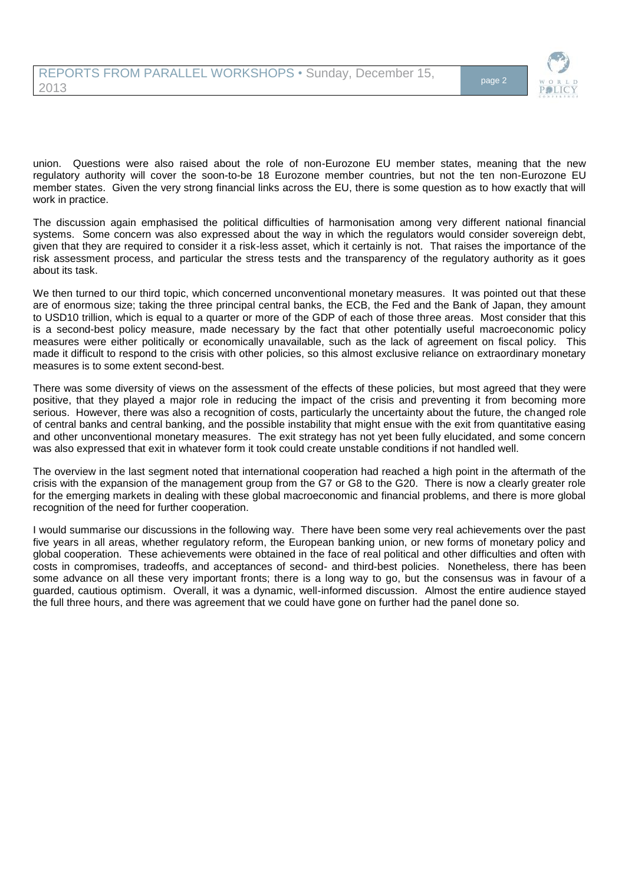union. Questions were also raised about the role of non-Eurozone EU member states, meaning that the new regulatory authority will cover the soon-to-be 18 Eurozone member countries, but not the ten non-Eurozone EU member states. Given the very strong financial links across the EU, there is some question as to how exactly that will work in practice.

The discussion again emphasised the political difficulties of harmonisation among very different national financial systems. Some concern was also expressed about the way in which the regulators would consider sovereign debt, given that they are required to consider it a risk-less asset, which it certainly is not. That raises the importance of the risk assessment process, and particular the stress tests and the transparency of the regulatory authority as it goes about its task.

We then turned to our third topic, which concerned unconventional monetary measures. It was pointed out that these are of enormous size; taking the three principal central banks, the ECB, the Fed and the Bank of Japan, they amount to USD10 trillion, which is equal to a quarter or more of the GDP of each of those three areas. Most consider that this is a second-best policy measure, made necessary by the fact that other potentially useful macroeconomic policy measures were either politically or economically unavailable, such as the lack of agreement on fiscal policy. This made it difficult to respond to the crisis with other policies, so this almost exclusive reliance on extraordinary monetary measures is to some extent second-best.

There was some diversity of views on the assessment of the effects of these policies, but most agreed that they were positive, that they played a major role in reducing the impact of the crisis and preventing it from becoming more serious. However, there was also a recognition of costs, particularly the uncertainty about the future, the changed role of central banks and central banking, and the possible instability that might ensue with the exit from quantitative easing and other unconventional monetary measures. The exit strategy has not yet been fully elucidated, and some concern was also expressed that exit in whatever form it took could create unstable conditions if not handled well.

The overview in the last segment noted that international cooperation had reached a high point in the aftermath of the crisis with the expansion of the management group from the G7 or G8 to the G20. There is now a clearly greater role for the emerging markets in dealing with these global macroeconomic and financial problems, and there is more global recognition of the need for further cooperation.

I would summarise our discussions in the following way. There have been some very real achievements over the past five years in all areas, whether regulatory reform, the European banking union, or new forms of monetary policy and global cooperation. These achievements were obtained in the face of real political and other difficulties and often with costs in compromises, tradeoffs, and acceptances of second- and third-best policies. Nonetheless, there has been some advance on all these very important fronts; there is a long way to go, but the consensus was in favour of a guarded, cautious optimism. Overall, it was a dynamic, well-informed discussion. Almost the entire audience stayed the full three hours, and there was agreement that we could have gone on further had the panel done so.